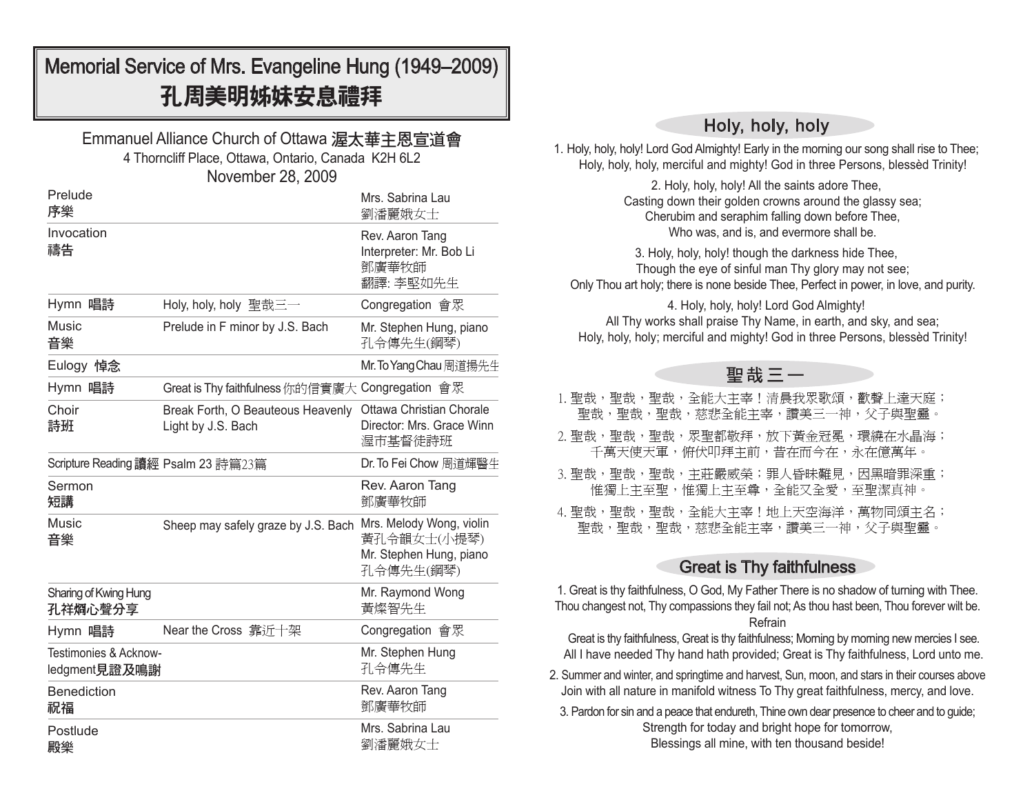# Memorial Service of Mrs. Evangeline Hung (1949–2009)
# 孔周美明姊妹安息禮拜

## Emmanuel Alliance Church of Ottawa 渥太華主恩宣道會

4 Thorncliff Place, Ottawa, Ontario, Canada K2H 6L2

November 28, 2009

| | | |
|---|---|---|
| Prelude<br>序樂 | | Mrs. Sabrina Lau<br>劉潘麗娥女士 |
| Invocation<br>禱告 | | Rev. Aaron Tang<br>Interpreter: Mr. Bob Li<br>鄧廣華牧師<br>翻譯: 李堅如先生 |
| Hymn 唱詩 | Holy, holy, holy 聖哉三一 | Congregation 會眾 |
| Music<br>音樂 | Prelude in F minor by J.S. Bach | Mr. Stephen Hung, piano<br>孔令傳先生(鋼琴) |
| Eulogy 悼念 | | Mr. To Yang Chau 周道揚先生 |
| Hymn 唱詩 | Great is Thy faithfulness 你的信實廣大 | Congregation 會眾 |
| Choir<br>詩班 | Break Forth, O Beauteous Heavenly Light by J.S. Bach | Ottawa Christian Chorale<br>Director: Mrs. Grace Winn<br>渥市基督徒詩班 |
| Scripture Reading 讀經 | Psalm 23 詩篇23篇 | Dr. To Fei Chow 周道輝醫生 |
| Sermon<br>短講 | | Rev. Aaron Tang<br>鄧廣華牧師 |
| Music<br>音樂 | Sheep may safely graze by J.S. Bach | Mrs. Melody Wong, violin<br>黃孔令韻女士(小提琴)<br>Mr. Stephen Hung, piano<br>孔令傳先生(鋼琴) |
| Sharing of Kwing Hung<br>孔祥炯心聲分享 | | Mr. Raymond Wong<br>黃燦智先生 |
| Hymn 唱詩 | Near the Cross 靠近十架 | Congregation 會眾 |
| Testimonies & Acknowledgment 見證及鳴謝 | | Mr. Stephen Hung<br>孔令傳先生 |
| Benediction<br>祝福 | | Rev. Aaron Tang<br>鄧廣華牧師 |
| Postlude<br>殿樂 | | Mrs. Sabrina Lau<br>劉潘麗娥女士 |

## Holy, holy, holy

1. Holy, holy, holy! Lord God Almighty! Early in the morning our song shall rise to Thee;
Holy, holy, holy, merciful and mighty! God in three Persons, blessèd Trinity!

2. Holy, holy, holy! All the saints adore Thee,
Casting down their golden crowns around the glassy sea;
Cherubim and seraphim falling down before Thee,
Who was, and is, and evermore shall be.

3. Holy, holy, holy! though the darkness hide Thee,
Though the eye of sinful man Thy glory may not see;
Only Thou art holy; there is none beside Thee, Perfect in power, in love, and purity.

4. Holy, holy, holy! Lord God Almighty!
All Thy works shall praise Thy Name, in earth, and sky, and sea;
Holy, holy, holy; merciful and mighty! God in three Persons, blessèd Trinity!

## 聖哉三一

1. 聖哉，聖哉，聖哉，全能大主宰！清晨我眾歌頌，歡聲上達天庭；
聖哉，聖哉，聖哉，慈悲全能主宰，讚美三一神，父子與聖靈。

2. 聖哉，聖哉，聖哉，眾聖都敬拜，放下黃金冠冕，環繞在水晶海；
千萬天使天軍，俯伏叩拜主前，昔在而今在，永在億萬年。

3. 聖哉，聖哉，聖哉，主莊嚴威榮；罪人昏昧難見，因黑暗罪深重；
惟獨上主至聖，惟獨上主至尊，全能又全愛，至聖潔真神。

4. 聖哉，聖哉，聖哉，全能大主宰！地上天空海洋，萬物同頌主名；
聖哉，聖哉，聖哉，慈悲全能主宰，讚美三一神，父子與聖靈。

## Great is Thy faithfulness

1. Great is thy faithfulness, O God, My Father There is no shadow of turning with Thee.
Thou changest not, Thy compassions they fail not; As thou hast been, Thou forever wilt be.

Refrain

Great is thy faithfulness, Great is thy faithfulness; Morning by morning new mercies I see.
All I have needed Thy hand hath provided; Great is Thy faithfulness, Lord unto me.

2. Summer and winter, and springtime and harvest, Sun, moon, and stars in their courses above
Join with all nature in manifold witness To Thy great faithfulness, mercy, and love.

3. Pardon for sin and a peace that endureth, Thine own dear presence to cheer and to guide;
Strength for today and bright hope for tomorrow,
Blessings all mine, with ten thousand beside!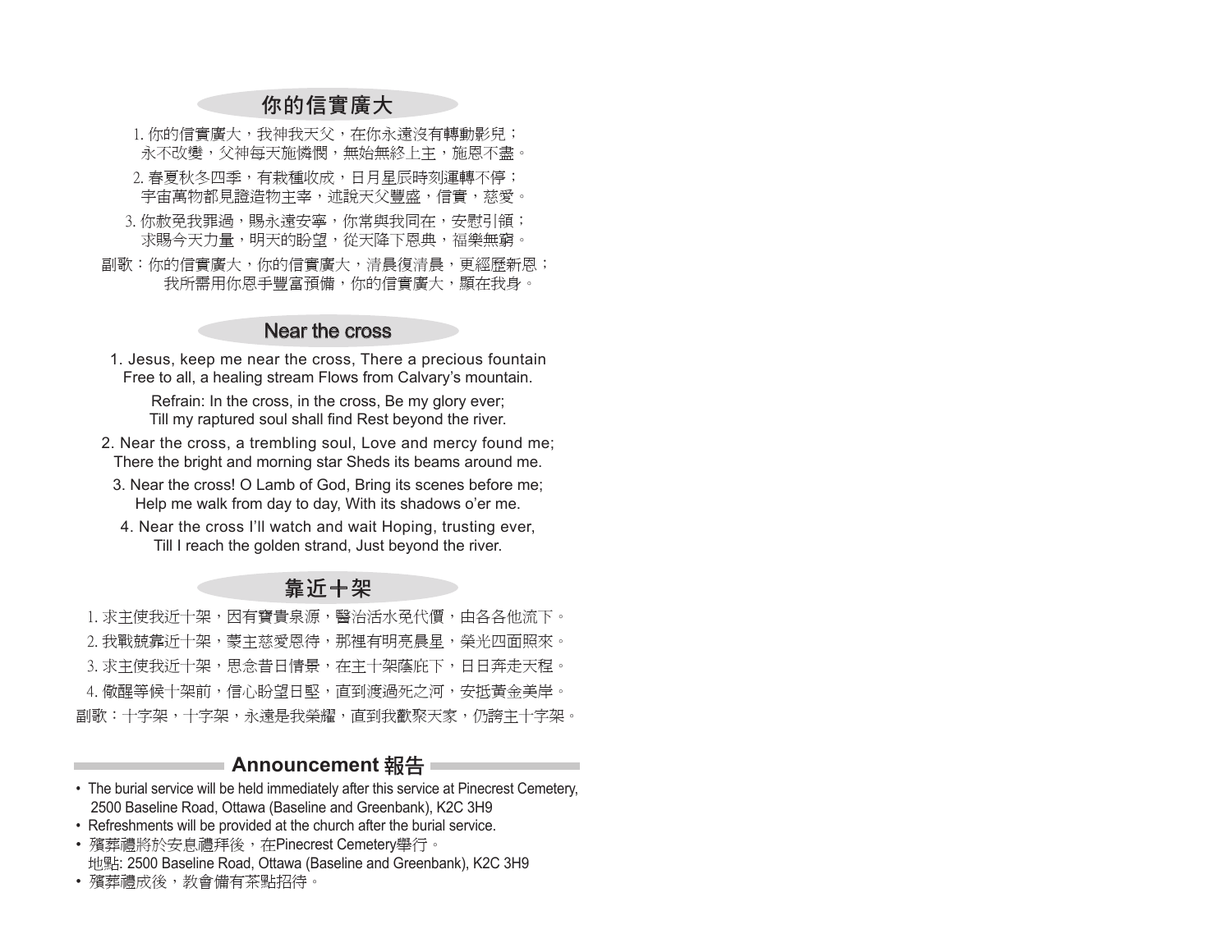## 你的信實廣大

1. 你的信實廣大，我神我天父，在你永遠沒有轉動影兒；
永不改變，父神每天施憐憫，無始無終上主，施恩不盡。

2. 春夏秋冬四季，有栽種收成，日月星辰時刻運轉不停；
宇宙萬物都見證造物主宰，述說天父豐盛，信實，慈愛。

3. 你赦免我罪過，賜永遠安寧，你常與我同在，安慰引領；
求賜今天力量，明天的盼望，從天降下恩典，福樂無窮。

副歌：你的信實廣大，你的信實廣大，清晨復清晨，更經歷新恩；
我所需用你恩手豐富預備，你的信實廣大，顯在我身。

## Near the cross

1. Jesus, keep me near the cross, There a precious fountain
Free to all, a healing stream Flows from Calvary's mountain.

Refrain: In the cross, in the cross, Be my glory ever;
Till my raptured soul shall find Rest beyond the river.

2. Near the cross, a trembling soul, Love and mercy found me;
There the bright and morning star Sheds its beams around me.

3. Near the cross! O Lamb of God, Bring its scenes before me;
Help me walk from day to day, With its shadows o'er me.

4. Near the cross I'll watch and wait Hoping, trusting ever,
Till I reach the golden strand, Just beyond the river.

## 靠近十架

1. 求主使我近十架，因有寶貴泉源，醫治活水免代價，由各各他流下。

2. 我戰兢靠近十架，蒙主慈愛恩待，那裡有明亮晨星，榮光四面照來。

3. 求主使我近十架，思念昔日情景，在主十架蔭庇下，日日奔走天程。

4. 儆醒等候十架前，信心盼望日堅，直到渡過死之河，安抵黃金美岸。

副歌：十字架，十字架，永遠是我榮耀，直到我歡聚天家，仍誇主十字架。

## Announcement 報告

- The burial service will be held immediately after this service at Pinecrest Cemetery, 2500 Baseline Road, Ottawa (Baseline and Greenbank), K2C 3H9
- Refreshments will be provided at the church after the burial service.
- 殯葬禮將於安息禮拜後，在Pinecrest Cemetery舉行。
地點: 2500 Baseline Road, Ottawa (Baseline and Greenbank), K2C 3H9
- 殯葬禮成後，教會備有茶點招待。